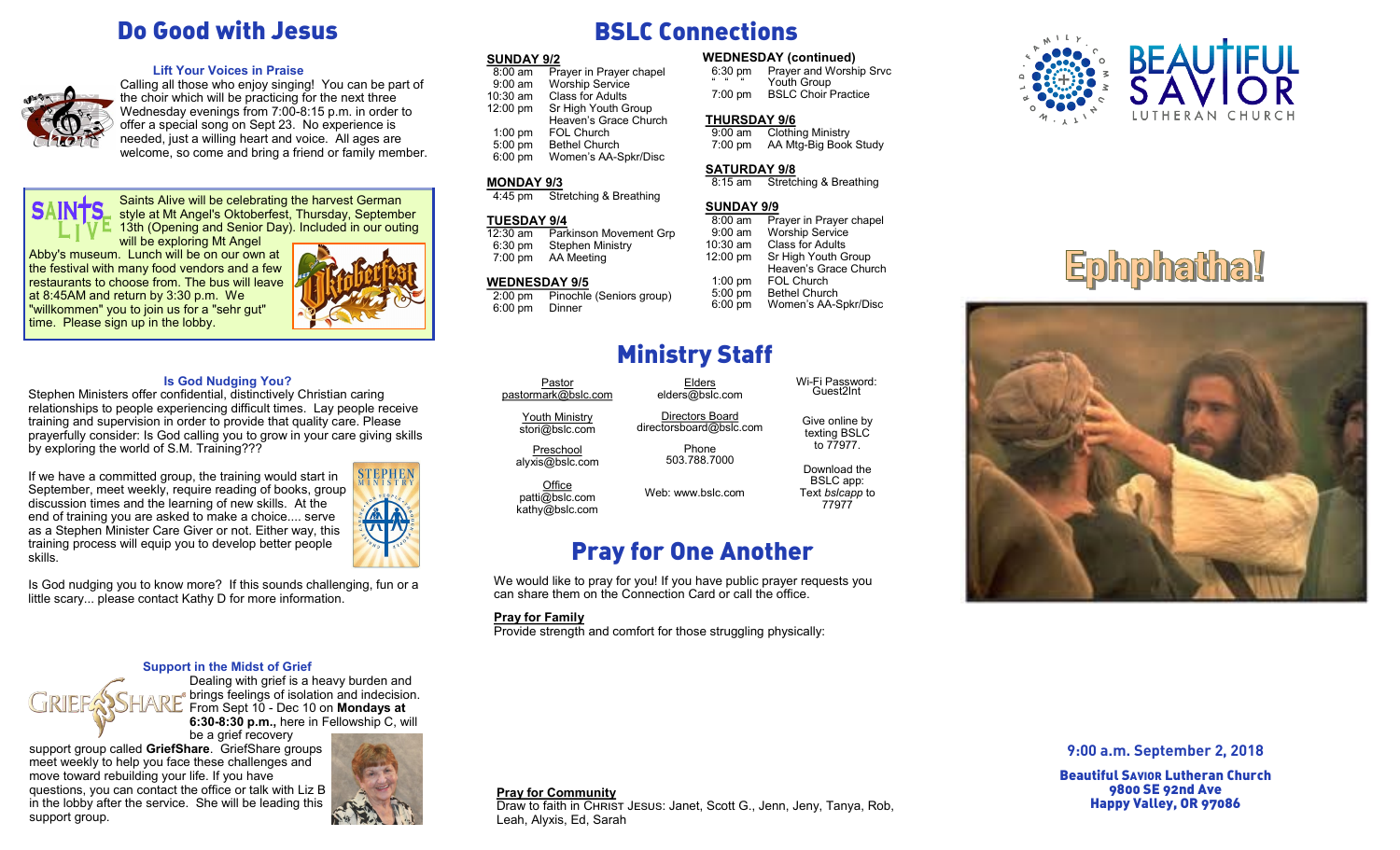# Do Good with Jesus

### Lift Your Voices in Praise

Calling all those who enjoy singing! You can be part of the choir which will be practicing for the next three Wednesday evenings from 7:00-8:15 p.m. in order to offer a special song on Sept 23. No experience is needed, just a willing heart and voice. All ages are welcome, so come and bring a friend or family member.

Saints Alive will be celebrating the harvest German style at Mt Angel's Oktoberfest, Thursday, September 13th (Opening and Senior Day). Included in our outing will be exploring Mt Angel Abby's museum. Lunch will be on our own at the festival with many food vendors and a few restaurants to choose from. The bus will leave at 8:45AM and return by 3:30 p.m. We "willkommen" you to join us for a "sehr gut" time. Please sign up in the lobby.

### Is God Nudging You?

Stephen Ministers offer confidential, distinctively Christian caring relationships to people experiencing difficult times. Lay people receive training and supervision in order to provide that quality care. Please prayerfully consider: Is God calling you to grow in your care giving skills by exploring the world of S.M. Training???

If we have a committed group, the training would start in September, meet weekly, require reading of books, group discussion times and the learning of new skills. At the end of training you are asked to make a choice.... serve as a Stephen Minister Care Giver or not. Either way, this training process will equip you to develop better people skills.

Is God nudging you to know more? If this sounds challenging, fun or a little scary... please contact Kathy D for more information.

### Support in the Midst of Grief

Dealing with grief is a heavy burden and brings feelings of isolation and indecision. From Sept 10 - Dec 10 on **Mondays at 6:30-8:30 p.m.,** here in Fellowship C, will be a grief recovery support group called **GriefShare**. GriefShare groups meet weekly to help you face these challenges and move toward rebuilding your life. If you have questions, you can contact the office or talk with Liz B in the lobby after the service. She will be leading this support group.

# BSLC Connections

**SUNDAY 9/2**

| | |
|---|---|
| 8:00 am | Prayer in Prayer chapel |
| 9:00 am | Worship Service |
| 10:30 am | Class for Adults |
| 12:00 pm | Sr High Youth Group Heaven's Grace Church |
| 1:00 pm | FOL Church |
| 5:00 pm | Bethel Church |
| 6:00 pm | Women's AA-Spkr/Disc |

**MONDAY 9/3**

| | |
|---|---|
| 4:45 pm | Stretching & Breathing |

**TUESDAY 9/4**

| | |
|---|---|
| 12:30 am | Parkinson Movement Grp |
| 6:30 pm | Stephen Ministry |
| 7:00 pm | AA Meeting |

**WEDNESDAY 9/5**

| | |
|---|---|
| 2:00 pm | Pinochle (Seniors group) |
| 6:00 pm | Dinner |

**WEDNESDAY (continued)**

| | |
|---|---|
| 6:30 pm | Prayer and Worship Srvc |
| " " " | Youth Group |
| 7:00 pm | BSLC Choir Practice |

**THURSDAY 9/6**

| | |
|---|---|
| 9:00 am | Clothing Ministry |
| 7:00 pm | AA Mtg-Big Book Study |

**SATURDAY 9/8**

| | |
|---|---|
| 8:15 am | Stretching & Breathing |

**SUNDAY 9/9**

| | |
|---|---|
| 8:00 am | Prayer in Prayer chapel |
| 9:00 am | Worship Service |
| 10:30 am | Class for Adults |
| 12:00 pm | Sr High Youth Group Heaven's Grace Church |
| 1:00 pm | FOL Church |
| 5:00 pm | Bethel Church |
| 6:00 pm | Women's AA-Spkr/Disc |

# Ministry Staff

Pastor
pastormark@bslc.com

Youth Ministry
stori@bslc.com

Preschool
alyxis@bslc.com

Office
patti@bslc.com
kathy@bslc.com

Elders
elders@bslc.com

Directors Board
directorsboard@bslc.com

Phone
503.788.7000

Web: www.bslc.com

Wi-Fi Password: Guest2Int

Give online by texting BSLC to 77977.

Download the BSLC app: Text *bslcapp* to 77977

# Pray for One Another

We would like to pray for you! If you have public prayer requests you can share them on the Connection Card or call the office.

**Pray for Family**

Provide strength and comfort for those struggling physically:

**Pray for Community**

Draw to faith in CHRIST JESUS: Janet, Scott G., Jenn, Jeny, Tanya, Rob, Leah, Alyxis, Ed, Sarah

BEAUTIFUL SAVIOR LUTHERAN CHURCH

# Ephphatha!

**9:00 a.m. September 2, 2018**

**Beautiful Savior Lutheran Church**
**9800 SE 92nd Ave**
**Happy Valley, OR 97086**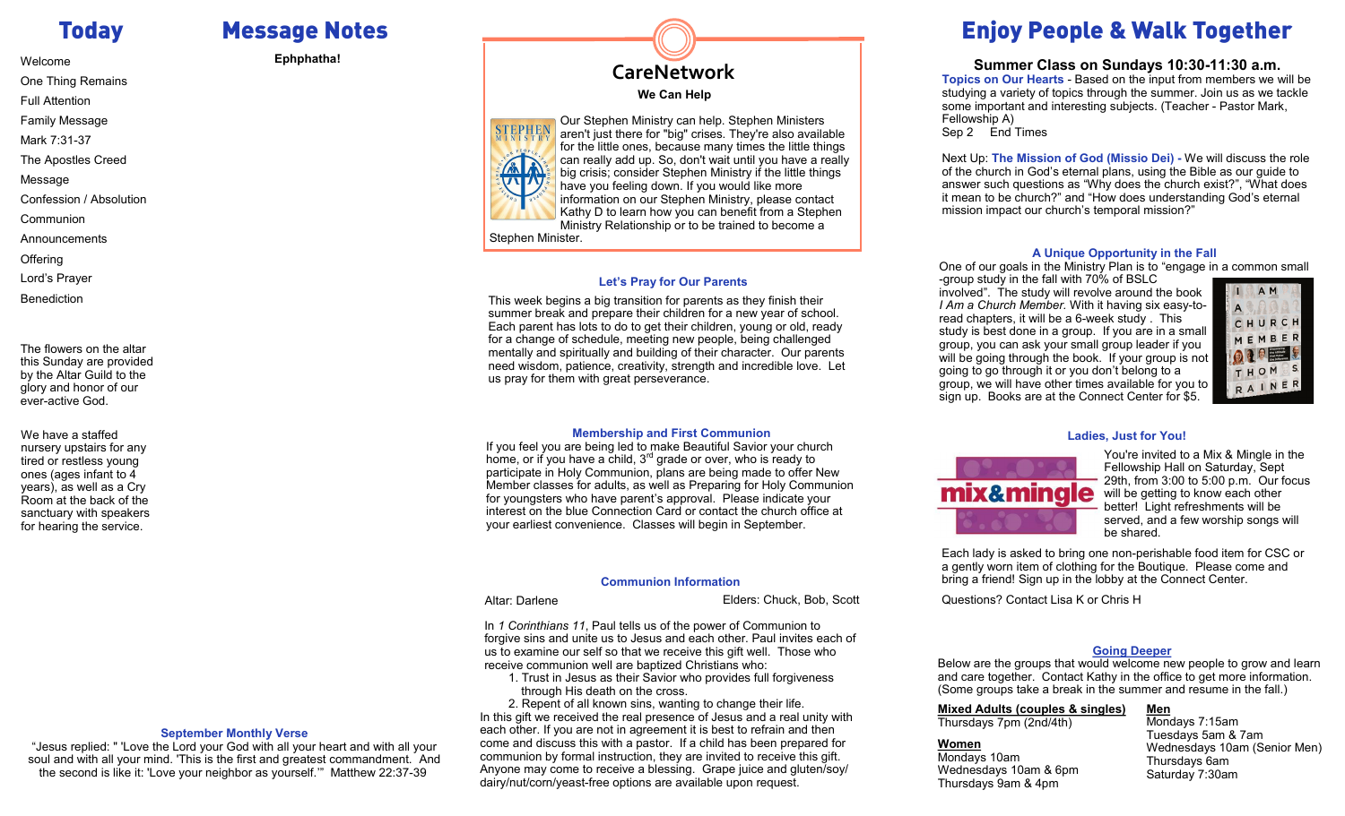# Today

Welcome

One Thing Remains

Full Attention

Family Message

Mark 7:31-37

The Apostles Creed

Message

Confession / Absolution

Communion

Announcements

Offering

Lord's Prayer

Benediction

The flowers on the altar this Sunday are provided by the Altar Guild to the glory and honor of our ever-active God.

We have a staffed nursery upstairs for any tired or restless young ones (ages infant to 4 years), as well as a Cry Room at the back of the sanctuary with speakers for hearing the service.

# Message Notes

**Ephphatha!**

### September Monthly Verse

"Jesus replied: " 'Love the Lord your God with all your heart and with all your soul and with all your mind. 'This is the first and greatest commandment.' And the second is like it: 'Love your neighbor as yourself.'" Matthew 22:37-39

## CareNetwork

**We Can Help**

Our Stephen Ministry can help. Stephen Ministers aren't just there for "big" crises. They're also available for the little ones, because many times the little things can really add up. So, don't wait until you have a really big crisis; consider Stephen Ministry if the little things have you feeling down. If you would like more information on our Stephen Ministry, please contact Kathy D to learn how you can benefit from a Stephen Ministry Relationship or to be trained to become a Stephen Minister.

### Let's Pray for Our Parents

This week begins a big transition for parents as they finish their summer break and prepare their children for a new year of school. Each parent has lots to do to get their children, young or old, ready for a change of schedule, meeting new people, being challenged mentally and spiritually and building of their character. Our parents need wisdom, patience, creativity, strength and incredible love. Let us pray for them with great perseverance.

### Membership and First Communion

If you feel you are being led to make Beautiful Savior your church home, or if you have a child, 3rd grade or over, who is ready to participate in Holy Communion, plans are being made to offer New Member classes for adults, as well as Preparing for Holy Communion for youngsters who have parent's approval. Please indicate your interest on the blue Connection Card or contact the church office at your earliest convenience. Classes will begin in September.

### Communion Information

Altar: Darlene

Elders: Chuck, Bob, Scott

In *1 Corinthians 11*, Paul tells us of the power of Communion to forgive sins and unite us to Jesus and each other. Paul invites each of us to examine our self so that we receive this gift well. Those who receive communion well are baptized Christians who:

1. Trust in Jesus as their Savior who provides full forgiveness through His death on the cross.
2. Repent of all known sins, wanting to change their life.

In this gift we received the real presence of Jesus and a real unity with each other. If you are not in agreement it is best to refrain and then come and discuss this with a pastor. If a child has been prepared for communion by formal instruction, they are invited to receive this gift. Anyone may come to receive a blessing. Grape juice and gluten/soy/dairy/nut/corn/yeast-free options are available upon request.

# Enjoy People & Walk Together

## Summer Class on Sundays 10:30-11:30 a.m.

**Topics on Our Hearts** - Based on the input from members we will be studying a variety of topics through the summer. Join us as we tackle some important and interesting subjects. (Teacher - Pastor Mark, Fellowship A)

Sep 2 End Times

Next Up: **The Mission of God (Missio Dei)** - We will discuss the role of the church in God's eternal plans, using the Bible as our guide to answer such questions as "Why does the church exist?", "What does it mean to be church?" and "How does understanding God's eternal mission impact our church's temporal mission?"

### A Unique Opportunity in the Fall

One of our goals in the Ministry Plan is to "engage in a common small-group study in the fall with 70% of BSLC involved". The study will revolve around the book *I Am a Church Member.* With it having six easy-to-read chapters, it will be a 6-week study . This study is best done in a group. If you are in a small group, you can ask your small group leader if you will be going through the book. If your group is not going to go through it or you don't belong to a group, we will have other times available for you to sign up. Books are at the Connect Center for $5.

### Ladies, Just for You!

You're invited to a Mix & Mingle in the Fellowship Hall on Saturday, Sept 29th, from 3:00 to 5:00 p.m. Our focus will be getting to know each other better! Light refreshments will be served, and a few worship songs will be shared.

Each lady is asked to bring one non-perishable food item for CSC or a gently worn item of clothing for the Boutique. Please come and bring a friend! Sign up in the lobby at the Connect Center.

Questions? Contact Lisa K or Chris H

### Going Deeper

Below are the groups that would welcome new people to grow and learn and care together. Contact Kathy in the office to get more information. (Some groups take a break in the summer and resume in the fall.)

**Mixed Adults (couples & singles)**
Thursdays 7pm (2nd/4th)

**Women**
Mondays 10am
Wednesdays 10am & 6pm
Thursdays 9am & 4pm

**Men**
Mondays 7:15am
Tuesdays 5am & 7am
Wednesdays 10am (Senior Men)
Thursdays 6am
Saturday 7:30am